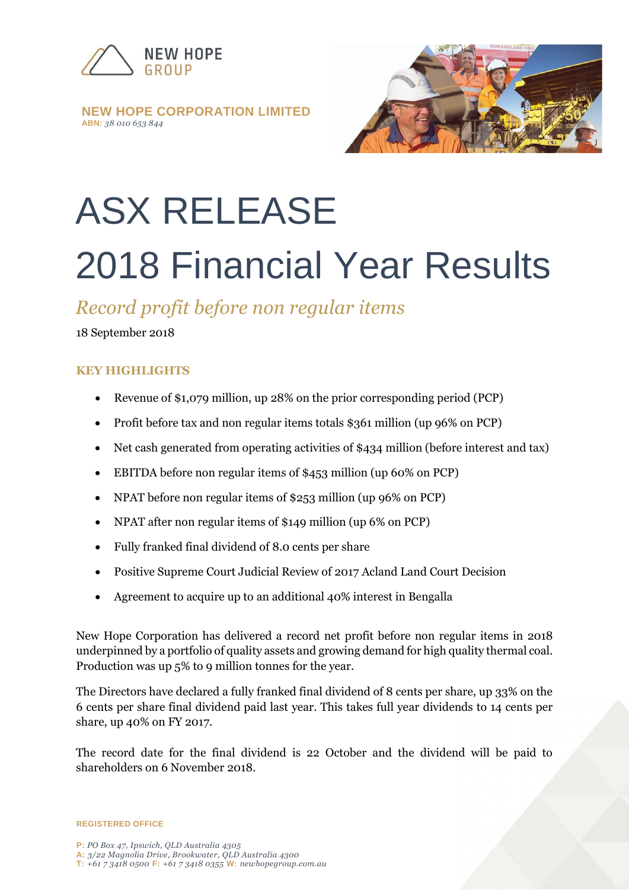NEW HOPE GROUP

**NEW HOPE CORPORATION LIMITED**
**ABN:** *38 010 653 844*

# ASX RELEASE

# 2018 Financial Year Results

## *Record profit before non regular items*

18 September 2018

### KEY HIGHLIGHTS

- Revenue of $1,079 million, up 28% on the prior corresponding period (PCP)
- Profit before tax and non regular items totals $361 million (up 96% on PCP)
- Net cash generated from operating activities of $434 million (before interest and tax)
- EBITDA before non regular items of $453 million (up 60% on PCP)
- NPAT before non regular items of $253 million (up 96% on PCP)
- NPAT after non regular items of $149 million (up 6% on PCP)
- Fully franked final dividend of 8.0 cents per share
- Positive Supreme Court Judicial Review of 2017 Acland Land Court Decision
- Agreement to acquire up to an additional 40% interest in Bengalla

New Hope Corporation has delivered a record net profit before non regular items in 2018 underpinned by a portfolio of quality assets and growing demand for high quality thermal coal. Production was up 5% to 9 million tonnes for the year.

The Directors have declared a fully franked final dividend of 8 cents per share, up 33% on the 6 cents per share final dividend paid last year. This takes full year dividends to 14 cents per share, up 40% on FY 2017.

The record date for the final dividend is 22 October and the dividend will be paid to shareholders on 6 November 2018.

**REGISTERED OFFICE**

**P:** *PO Box 47, Ipswich, QLD Australia 4305*
**A:** *3/22 Magnolia Drive, Brookwater, QLD Australia 4300*
**T:** *+61 7 3418 0500* **F:** *+61 7 3418 0355* **W:** *newhopegroup.com.au*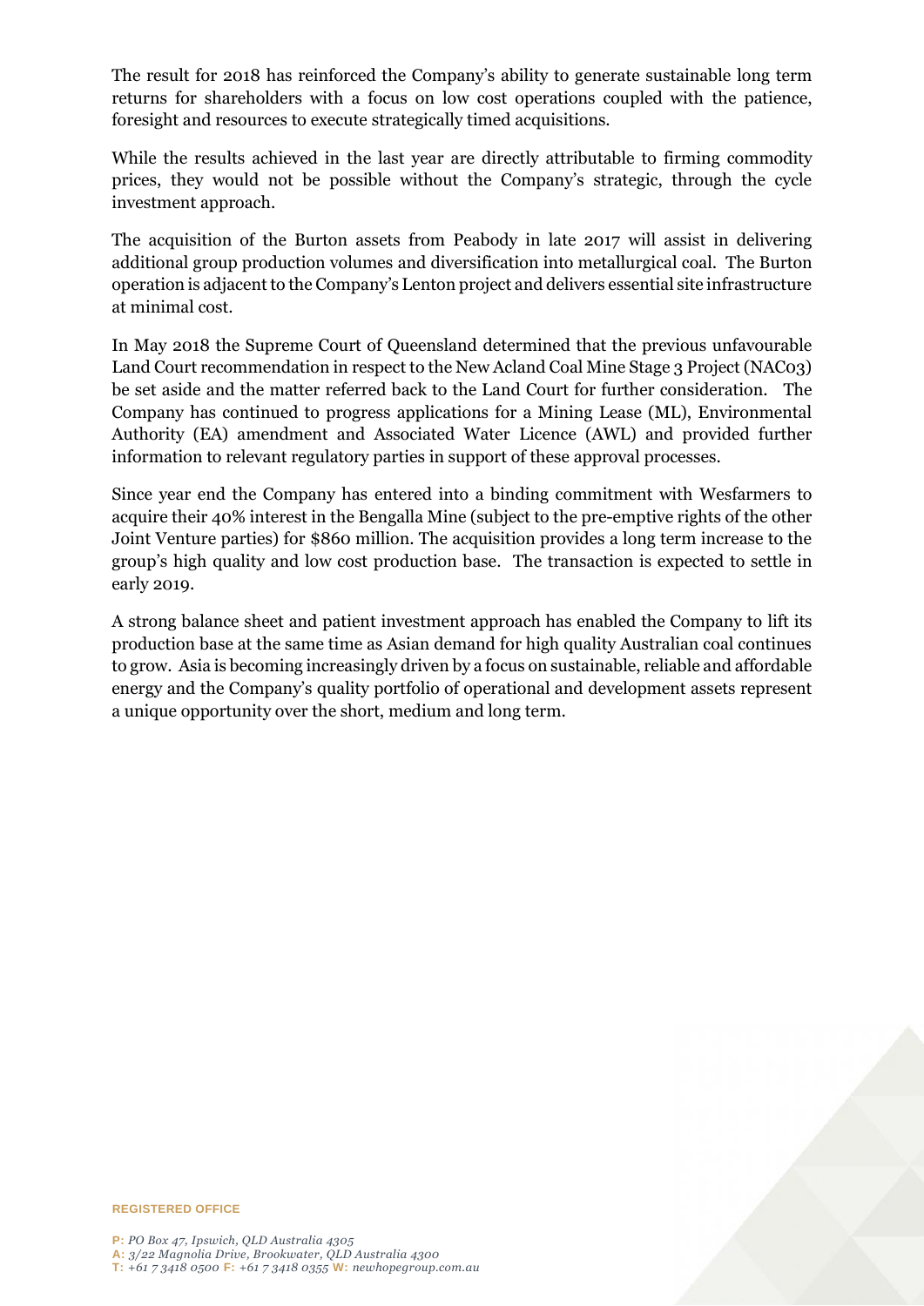The result for 2018 has reinforced the Company's ability to generate sustainable long term returns for shareholders with a focus on low cost operations coupled with the patience, foresight and resources to execute strategically timed acquisitions.

While the results achieved in the last year are directly attributable to firming commodity prices, they would not be possible without the Company's strategic, through the cycle investment approach.

The acquisition of the Burton assets from Peabody in late 2017 will assist in delivering additional group production volumes and diversification into metallurgical coal. The Burton operation is adjacent to the Company's Lenton project and delivers essential site infrastructure at minimal cost.

In May 2018 the Supreme Court of Queensland determined that the previous unfavourable Land Court recommendation in respect to the New Acland Coal Mine Stage 3 Project (NAC03) be set aside and the matter referred back to the Land Court for further consideration. The Company has continued to progress applications for a Mining Lease (ML), Environmental Authority (EA) amendment and Associated Water Licence (AWL) and provided further information to relevant regulatory parties in support of these approval processes.

Since year end the Company has entered into a binding commitment with Wesfarmers to acquire their 40% interest in the Bengalla Mine (subject to the pre-emptive rights of the other Joint Venture parties) for $860 million. The acquisition provides a long term increase to the group's high quality and low cost production base. The transaction is expected to settle in early 2019.

A strong balance sheet and patient investment approach has enabled the Company to lift its production base at the same time as Asian demand for high quality Australian coal continues to grow. Asia is becoming increasingly driven by a focus on sustainable, reliable and affordable energy and the Company's quality portfolio of operational and development assets represent a unique opportunity over the short, medium and long term.

**REGISTERED OFFICE**

**P:** *PO Box 47, Ipswich, QLD Australia 4305*
**A:** *3/22 Magnolia Drive, Brookwater, QLD Australia 4300*
**T:** *+61 7 3418 0500* **F:** *+61 7 3418 0355* **W:** *newhopegroup.com.au*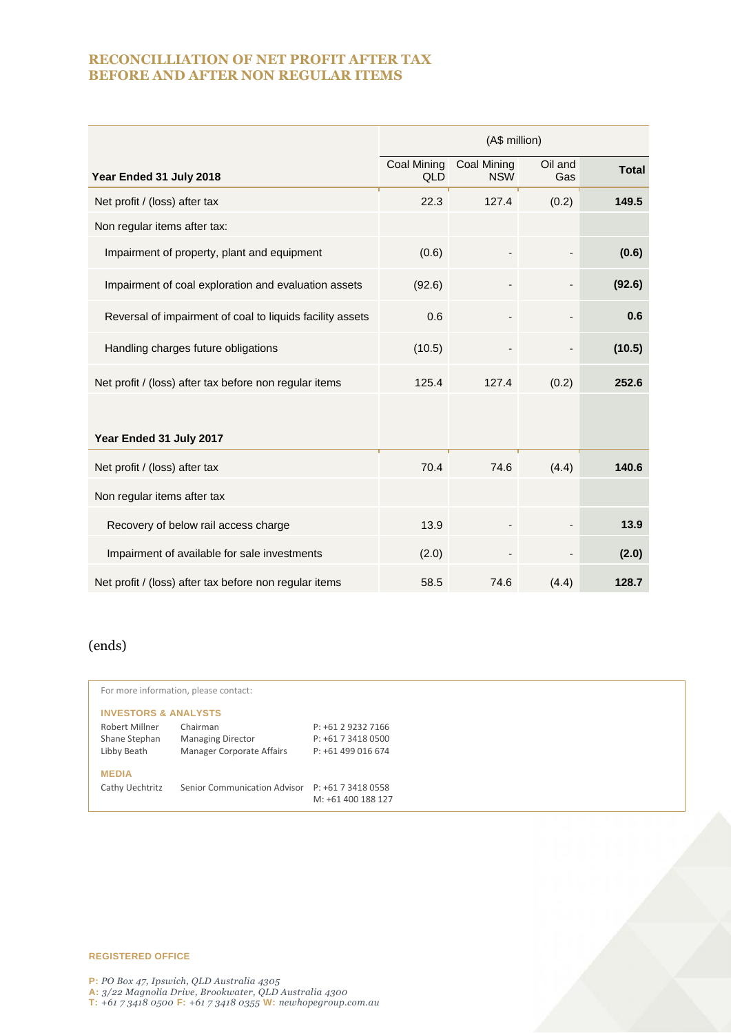## RECONCILLIATION OF NET PROFIT AFTER TAX BEFORE AND AFTER NON REGULAR ITEMS

| | (A$ million) | | | |
|---|---|---|---|---|
| **Year Ended 31 July 2018** | Coal Mining QLD | Coal Mining NSW | Oil and Gas | **Total** |
| Net profit / (loss) after tax | 22.3 | 127.4 | (0.2) | **149.5** |
| Non regular items after tax: | | | | |
| Impairment of property, plant and equipment | (0.6) | - | - | **(0.6)** |
| Impairment of coal exploration and evaluation assets | (92.6) | - | - | **(92.6)** |
| Reversal of impairment of coal to liquids facility assets | 0.6 | - | - | **0.6** |
| Handling charges future obligations | (10.5) | - | - | **(10.5)** |
| Net profit / (loss) after tax before non regular items | 125.4 | 127.4 | (0.2) | **252.6** |
| **Year Ended 31 July 2017** | | | | |
| Net profit / (loss) after tax | 70.4 | 74.6 | (4.4) | **140.6** |
| Non regular items after tax | | | | |
| Recovery of below rail access charge | 13.9 | - | - | **13.9** |
| Impairment of available for sale investments | (2.0) | - | - | **(2.0)** |
| Net profit / (loss) after tax before non regular items | 58.5 | 74.6 | (4.4) | **128.7** |

(ends)

For more information, please contact:

**INVESTORS & ANALYSTS**

| | | |
|---|---|---|
| Robert Millner | Chairman | P: +61 2 9232 7166 |
| Shane Stephan | Managing Director | P: +61 7 3418 0500 |
| Libby Beath | Manager Corporate Affairs | P: +61 499 016 674 |

**MEDIA**

| | | |
|---|---|---|
| Cathy Uechtritz | Senior Communication Advisor | P: +61 7 3418 0558<br>M: +61 400 188 127 |

**REGISTERED OFFICE**

**P:** *PO Box 47, Ipswich, QLD Australia 4305*
**A:** *3/22 Magnolia Drive, Brookwater, QLD Australia 4300*
**T:** *+61 7 3418 0500* **F:** *+61 7 3418 0355* **W:** *newhopegroup.com.au*